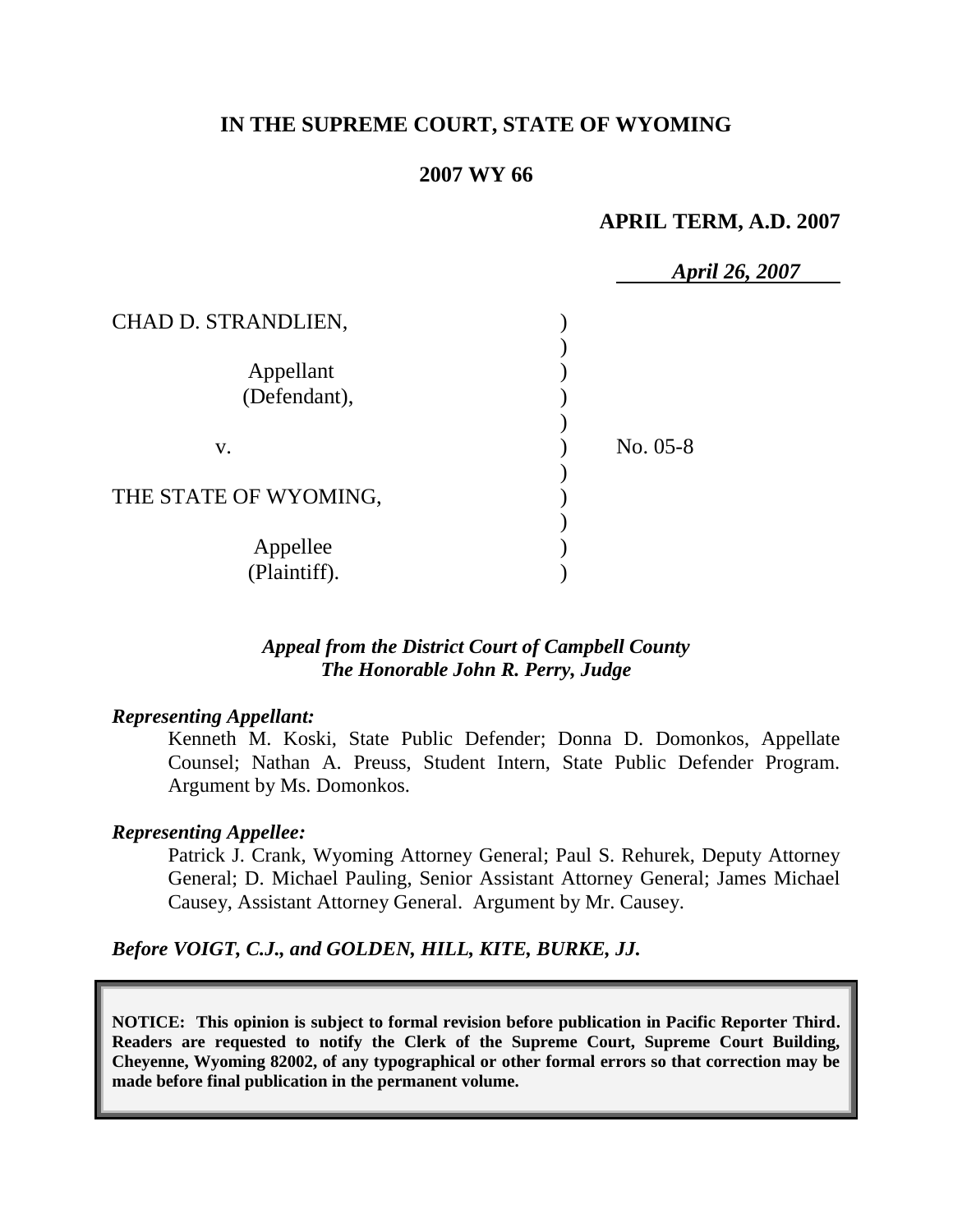**IN THE SUPREME COURT, STATE OF WYOMING**

**2007 WY 66**

**APRIL TERM, A.D. 2007**

***April 26, 2007***

| | | |
|---|---|---|
| CHAD D. STRANDLIEN, | ) | |
| | ) | |
| Appellant | ) | |
| (Defendant), | ) | |
| | ) | |
| v. | ) | No. 05-8 |
| | ) | |
| THE STATE OF WYOMING, | ) | |
| | ) | |
| Appellee | ) | |
| (Plaintiff). | ) | |

***Appeal from the District Court of Campbell County***
***The Honorable John R. Perry, Judge***

***Representing Appellant:***

Kenneth M. Koski, State Public Defender; Donna D. Domonkos, Appellate Counsel; Nathan A. Preuss, Student Intern, State Public Defender Program. Argument by Ms. Domonkos.

***Representing Appellee:***

Patrick J. Crank, Wyoming Attorney General; Paul S. Rehurek, Deputy Attorney General; D. Michael Pauling, Senior Assistant Attorney General; James Michael Causey, Assistant Attorney General. Argument by Mr. Causey.

***Before VOIGT, C.J., and GOLDEN, HILL, KITE, BURKE, JJ.***

**NOTICE: This opinion is subject to formal revision before publication in Pacific Reporter Third. Readers are requested to notify the Clerk of the Supreme Court, Supreme Court Building, Cheyenne, Wyoming 82002, of any typographical or other formal errors so that correction may be made before final publication in the permanent volume.**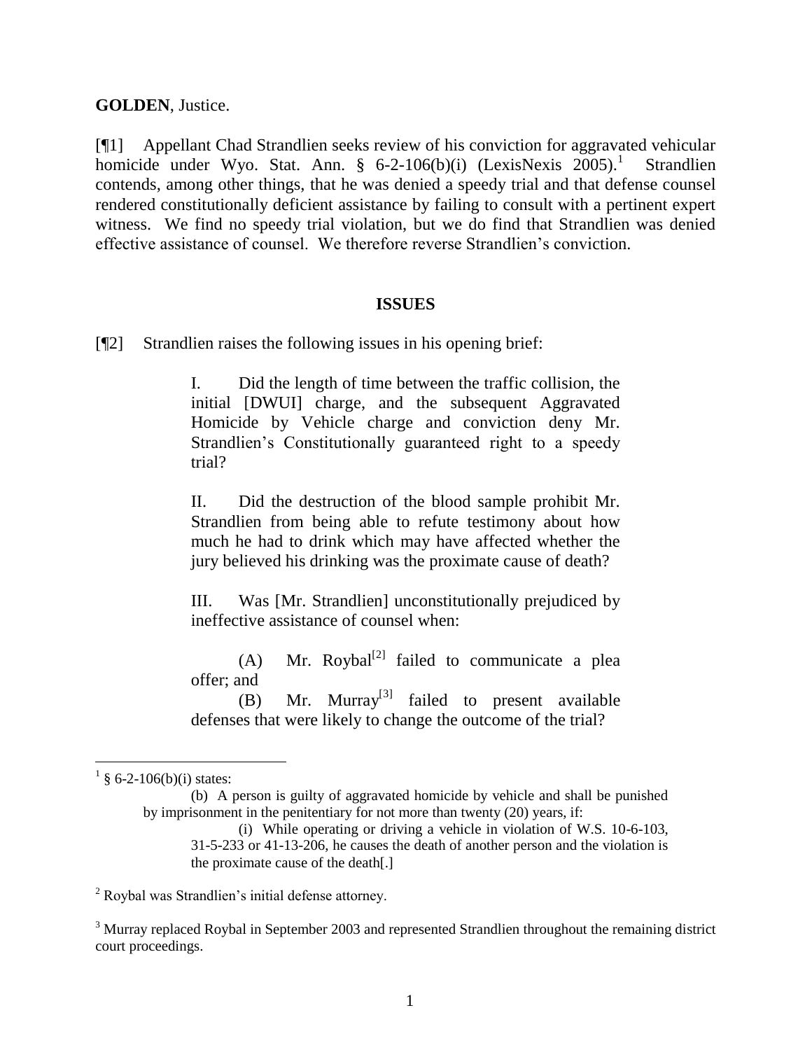**GOLDEN**, Justice.

[¶1] Appellant Chad Strandlien seeks review of his conviction for aggravated vehicular homicide under Wyo. Stat. Ann. § 6-2-106(b)(i) (LexisNexis 2005).[1] Strandlien contends, among other things, that he was denied a speedy trial and that defense counsel rendered constitutionally deficient assistance by failing to consult with a pertinent expert witness. We find no speedy trial violation, but we do find that Strandlien was denied effective assistance of counsel. We therefore reverse Strandlien's conviction.

## ISSUES

[¶2] Strandlien raises the following issues in his opening brief:

> I. Did the length of time between the traffic collision, the initial [DWUI] charge, and the subsequent Aggravated Homicide by Vehicle charge and conviction deny Mr. Strandlien's Constitutionally guaranteed right to a speedy trial?
>
> II. Did the destruction of the blood sample prohibit Mr. Strandlien from being able to refute testimony about how much he had to drink which may have affected whether the jury believed his drinking was the proximate cause of death?
>
> III. Was [Mr. Strandlien] unconstitutionally prejudiced by ineffective assistance of counsel when:
>
> (A) Mr. Roybal[2] failed to communicate a plea offer; and
>
> (B) Mr. Murray[3] failed to present available defenses that were likely to change the outcome of the trial?

---

[1] § 6-2-106(b)(i) states:

> (b) A person is guilty of aggravated homicide by vehicle and shall be punished by imprisonment in the penitentiary for not more than twenty (20) years, if:
>
> (i) While operating or driving a vehicle in violation of W.S. 10-6-103, 31-5-233 or 41-13-206, he causes the death of another person and the violation is the proximate cause of the death[.]

[2] Roybal was Strandlien's initial defense attorney.

[3] Murray replaced Roybal in September 2003 and represented Strandlien throughout the remaining district court proceedings.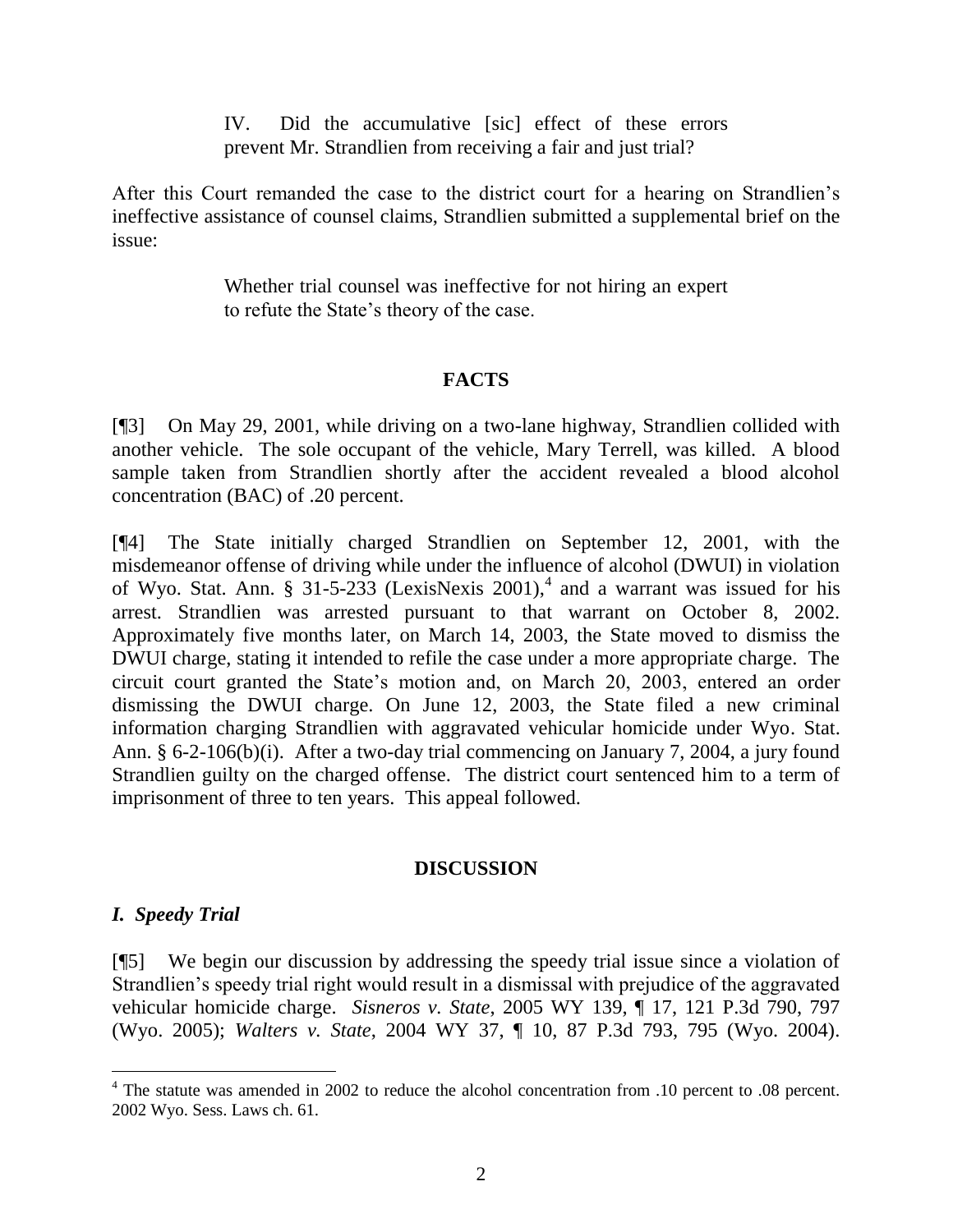> IV. Did the accumulative [sic] effect of these errors prevent Mr. Strandlien from receiving a fair and just trial?

After this Court remanded the case to the district court for a hearing on Strandlien's ineffective assistance of counsel claims, Strandlien submitted a supplemental brief on the issue:

> Whether trial counsel was ineffective for not hiring an expert to refute the State's theory of the case.

## FACTS

[¶3] On May 29, 2001, while driving on a two-lane highway, Strandlien collided with another vehicle. The sole occupant of the vehicle, Mary Terrell, was killed. A blood sample taken from Strandlien shortly after the accident revealed a blood alcohol concentration (BAC) of .20 percent.

[¶4] The State initially charged Strandlien on September 12, 2001, with the misdemeanor offense of driving while under the influence of alcohol (DWUI) in violation of Wyo. Stat. Ann. § 31-5-233 (LexisNexis 2001),[4] and a warrant was issued for his arrest. Strandlien was arrested pursuant to that warrant on October 8, 2002. Approximately five months later, on March 14, 2003, the State moved to dismiss the DWUI charge, stating it intended to refile the case under a more appropriate charge. The circuit court granted the State's motion and, on March 20, 2003, entered an order dismissing the DWUI charge. On June 12, 2003, the State filed a new criminal information charging Strandlien with aggravated vehicular homicide under Wyo. Stat. Ann. § 6-2-106(b)(i). After a two-day trial commencing on January 7, 2004, a jury found Strandlien guilty on the charged offense. The district court sentenced him to a term of imprisonment of three to ten years. This appeal followed.

## DISCUSSION

### *I. Speedy Trial*

[¶5] We begin our discussion by addressing the speedy trial issue since a violation of Strandlien's speedy trial right would result in a dismissal with prejudice of the aggravated vehicular homicide charge. *Sisneros v. State*, 2005 WY 139, ¶ 17, 121 P.3d 790, 797 (Wyo. 2005); *Walters v. State*, 2004 WY 37, ¶ 10, 87 P.3d 793, 795 (Wyo. 2004).

---

[4] The statute was amended in 2002 to reduce the alcohol concentration from .10 percent to .08 percent. 2002 Wyo. Sess. Laws ch. 61.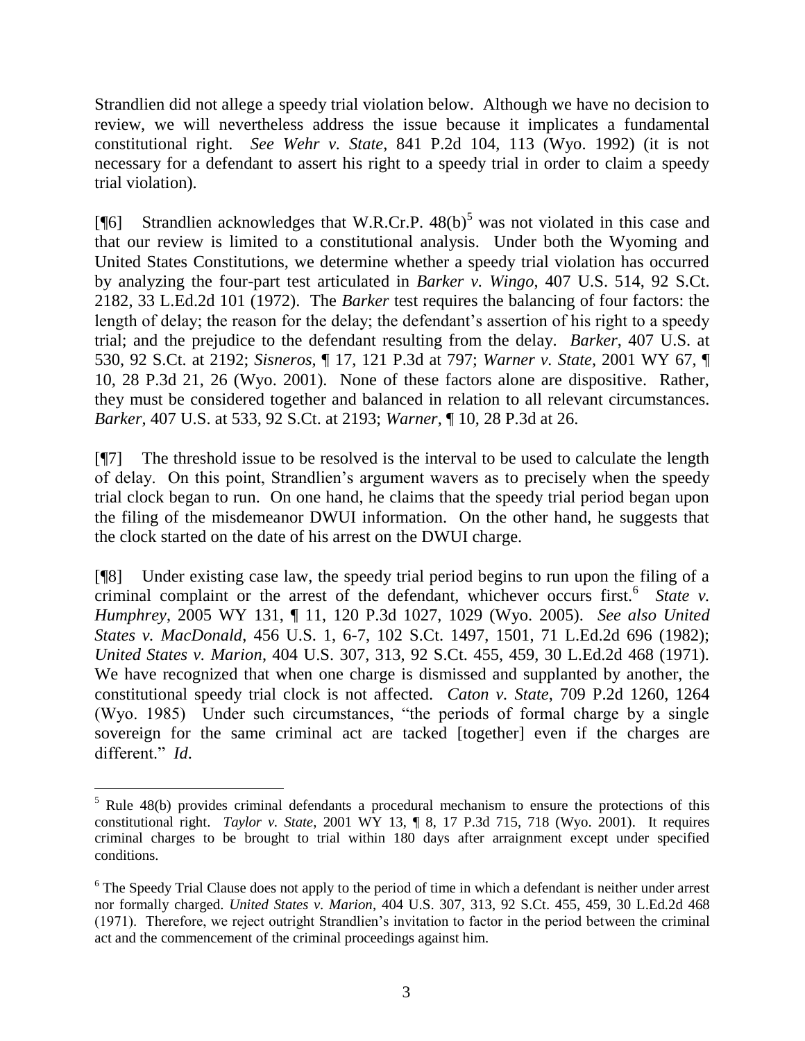Strandlien did not allege a speedy trial violation below. Although we have no decision to review, we will nevertheless address the issue because it implicates a fundamental constitutional right. *See Wehr v. State*, 841 P.2d 104, 113 (Wyo. 1992) (it is not necessary for a defendant to assert his right to a speedy trial in order to claim a speedy trial violation).

[¶6] Strandlien acknowledges that W.R.Cr.P. 48(b)[5] was not violated in this case and that our review is limited to a constitutional analysis. Under both the Wyoming and United States Constitutions, we determine whether a speedy trial violation has occurred by analyzing the four-part test articulated in *Barker v. Wingo*, 407 U.S. 514, 92 S.Ct. 2182, 33 L.Ed.2d 101 (1972). The *Barker* test requires the balancing of four factors: the length of delay; the reason for the delay; the defendant's assertion of his right to a speedy trial; and the prejudice to the defendant resulting from the delay. *Barker*, 407 U.S. at 530, 92 S.Ct. at 2192; *Sisneros*, ¶ 17, 121 P.3d at 797; *Warner v. State*, 2001 WY 67, ¶ 10, 28 P.3d 21, 26 (Wyo. 2001). None of these factors alone are dispositive. Rather, they must be considered together and balanced in relation to all relevant circumstances. *Barker*, 407 U.S. at 533, 92 S.Ct. at 2193; *Warner*, ¶ 10, 28 P.3d at 26.

[¶7] The threshold issue to be resolved is the interval to be used to calculate the length of delay. On this point, Strandlien's argument wavers as to precisely when the speedy trial clock began to run. On one hand, he claims that the speedy trial period began upon the filing of the misdemeanor DWUI information. On the other hand, he suggests that the clock started on the date of his arrest on the DWUI charge.

[¶8] Under existing case law, the speedy trial period begins to run upon the filing of a criminal complaint or the arrest of the defendant, whichever occurs first.[6] *State v. Humphrey*, 2005 WY 131, ¶ 11, 120 P.3d 1027, 1029 (Wyo. 2005). *See also United States v. MacDonald*, 456 U.S. 1, 6-7, 102 S.Ct. 1497, 1501, 71 L.Ed.2d 696 (1982); *United States v. Marion*, 404 U.S. 307, 313, 92 S.Ct. 455, 459, 30 L.Ed.2d 468 (1971). We have recognized that when one charge is dismissed and supplanted by another, the constitutional speedy trial clock is not affected. *Caton v. State*, 709 P.2d 1260, 1264 (Wyo. 1985) Under such circumstances, "the periods of formal charge by a single sovereign for the same criminal act are tacked [together] even if the charges are different." *Id*.

---

[5] Rule 48(b) provides criminal defendants a procedural mechanism to ensure the protections of this constitutional right. *Taylor v. State*, 2001 WY 13, ¶ 8, 17 P.3d 715, 718 (Wyo. 2001). It requires criminal charges to be brought to trial within 180 days after arraignment except under specified conditions.

[6] The Speedy Trial Clause does not apply to the period of time in which a defendant is neither under arrest nor formally charged. *United States v. Marion*, 404 U.S. 307, 313, 92 S.Ct. 455, 459, 30 L.Ed.2d 468 (1971). Therefore, we reject outright Strandlien's invitation to factor in the period between the criminal act and the commencement of the criminal proceedings against him.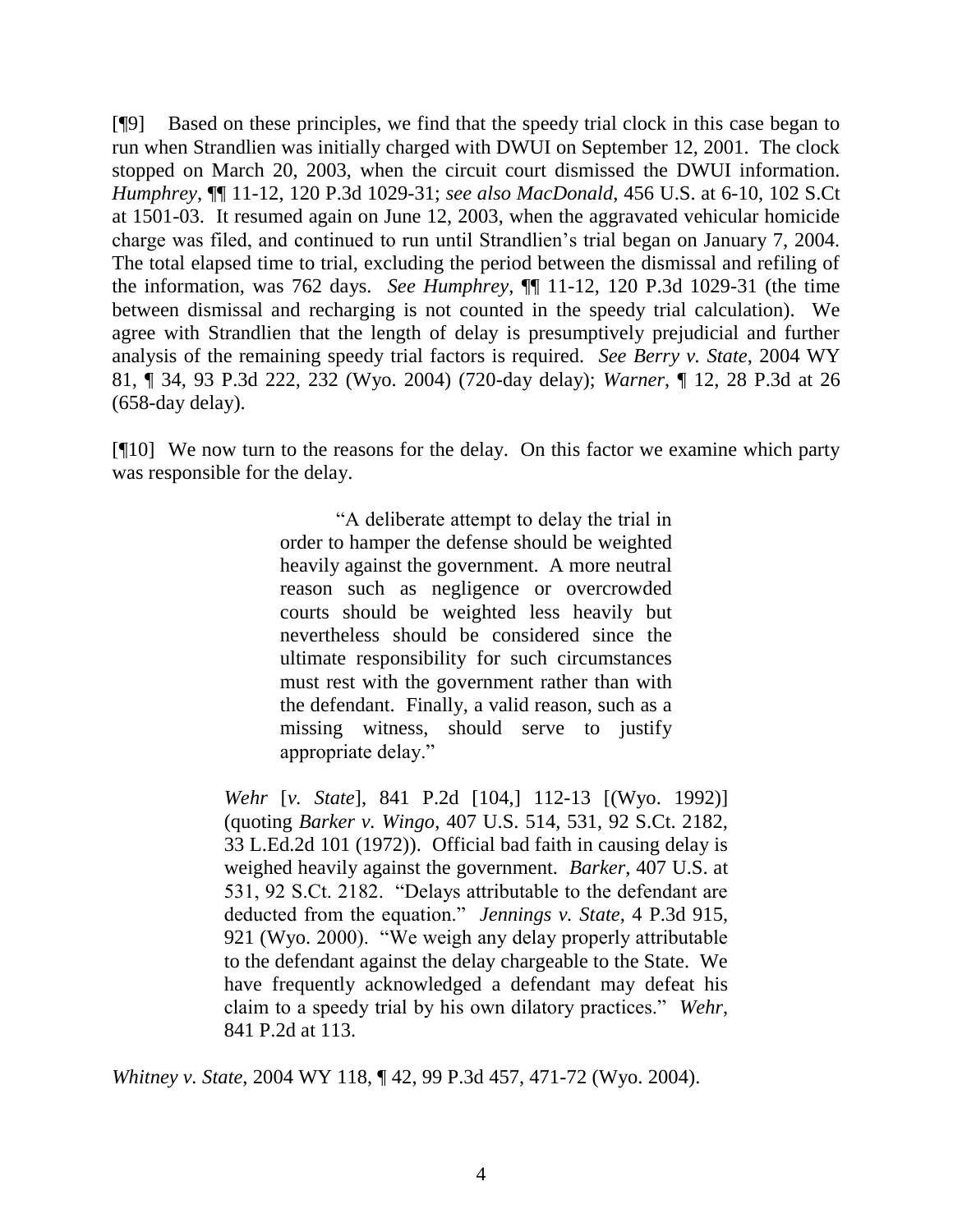[¶9] Based on these principles, we find that the speedy trial clock in this case began to run when Strandlien was initially charged with DWUI on September 12, 2001. The clock stopped on March 20, 2003, when the circuit court dismissed the DWUI information. *Humphrey*, ¶¶ 11-12, 120 P.3d 1029-31; *see also MacDonald*, 456 U.S. at 6-10, 102 S.Ct at 1501-03. It resumed again on June 12, 2003, when the aggravated vehicular homicide charge was filed, and continued to run until Strandlien's trial began on January 7, 2004. The total elapsed time to trial, excluding the period between the dismissal and refiling of the information, was 762 days. *See Humphrey*, ¶¶ 11-12, 120 P.3d 1029-31 (the time between dismissal and recharging is not counted in the speedy trial calculation). We agree with Strandlien that the length of delay is presumptively prejudicial and further analysis of the remaining speedy trial factors is required. *See Berry v. State*, 2004 WY 81, ¶ 34, 93 P.3d 222, 232 (Wyo. 2004) (720-day delay); *Warner*, ¶ 12, 28 P.3d at 26 (658-day delay).

[¶10] We now turn to the reasons for the delay. On this factor we examine which party was responsible for the delay.

> > "A deliberate attempt to delay the trial in order to hamper the defense should be weighted heavily against the government. A more neutral reason such as negligence or overcrowded courts should be weighted less heavily but nevertheless should be considered since the ultimate responsibility for such circumstances must rest with the government rather than with the defendant. Finally, a valid reason, such as a missing witness, should serve to justify appropriate delay."
>
> *Wehr* [*v. State*], 841 P.2d [104,] 112-13 [(Wyo. 1992)] (quoting *Barker v. Wingo*, 407 U.S. 514, 531, 92 S.Ct. 2182, 33 L.Ed.2d 101 (1972)). Official bad faith in causing delay is weighed heavily against the government. *Barker*, 407 U.S. at 531, 92 S.Ct. 2182. "Delays attributable to the defendant are deducted from the equation." *Jennings v. State*, 4 P.3d 915, 921 (Wyo. 2000). "We weigh any delay properly attributable to the defendant against the delay chargeable to the State. We have frequently acknowledged a defendant may defeat his claim to a speedy trial by his own dilatory practices." *Wehr*, 841 P.2d at 113.

*Whitney v. State*, 2004 WY 118, ¶ 42, 99 P.3d 457, 471-72 (Wyo. 2004).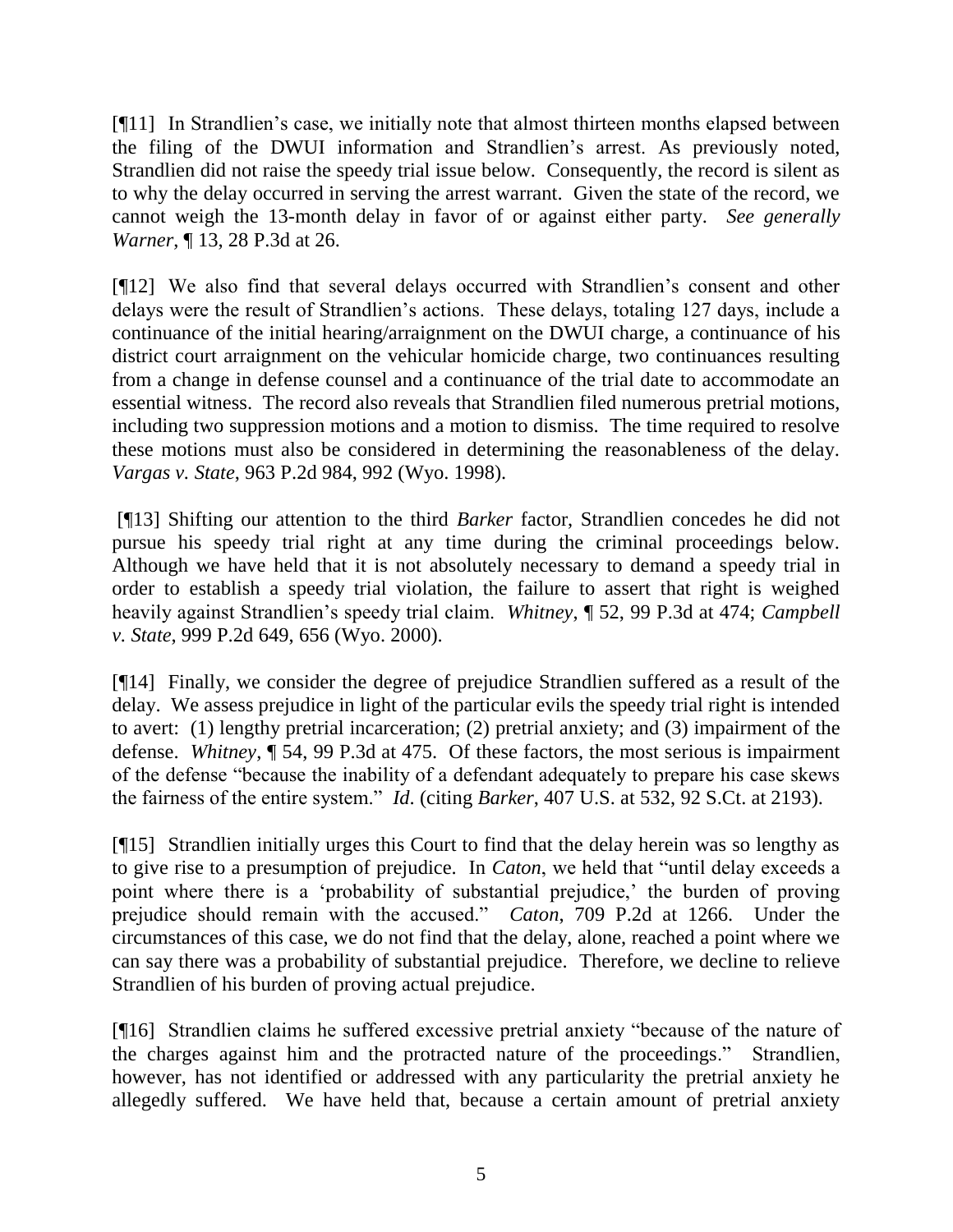[¶11] In Strandlien's case, we initially note that almost thirteen months elapsed between the filing of the DWUI information and Strandlien's arrest. As previously noted, Strandlien did not raise the speedy trial issue below. Consequently, the record is silent as to why the delay occurred in serving the arrest warrant. Given the state of the record, we cannot weigh the 13-month delay in favor of or against either party. *See generally Warner*, ¶ 13, 28 P.3d at 26.

[¶12] We also find that several delays occurred with Strandlien's consent and other delays were the result of Strandlien's actions. These delays, totaling 127 days, include a continuance of the initial hearing/arraignment on the DWUI charge, a continuance of his district court arraignment on the vehicular homicide charge, two continuances resulting from a change in defense counsel and a continuance of the trial date to accommodate an essential witness. The record also reveals that Strandlien filed numerous pretrial motions, including two suppression motions and a motion to dismiss. The time required to resolve these motions must also be considered in determining the reasonableness of the delay. *Vargas v. State*, 963 P.2d 984, 992 (Wyo. 1998).

[¶13] Shifting our attention to the third *Barker* factor, Strandlien concedes he did not pursue his speedy trial right at any time during the criminal proceedings below. Although we have held that it is not absolutely necessary to demand a speedy trial in order to establish a speedy trial violation, the failure to assert that right is weighed heavily against Strandlien's speedy trial claim. *Whitney*, ¶ 52, 99 P.3d at 474; *Campbell v. State*, 999 P.2d 649, 656 (Wyo. 2000).

[¶14] Finally, we consider the degree of prejudice Strandlien suffered as a result of the delay. We assess prejudice in light of the particular evils the speedy trial right is intended to avert: (1) lengthy pretrial incarceration; (2) pretrial anxiety; and (3) impairment of the defense. *Whitney*, ¶ 54, 99 P.3d at 475. Of these factors, the most serious is impairment of the defense "because the inability of a defendant adequately to prepare his case skews the fairness of the entire system." *Id*. (citing *Barker*, 407 U.S. at 532, 92 S.Ct. at 2193).

[¶15] Strandlien initially urges this Court to find that the delay herein was so lengthy as to give rise to a presumption of prejudice. In *Caton*, we held that "until delay exceeds a point where there is a 'probability of substantial prejudice,' the burden of proving prejudice should remain with the accused." *Caton*, 709 P.2d at 1266. Under the circumstances of this case, we do not find that the delay, alone, reached a point where we can say there was a probability of substantial prejudice. Therefore, we decline to relieve Strandlien of his burden of proving actual prejudice.

[¶16] Strandlien claims he suffered excessive pretrial anxiety "because of the nature of the charges against him and the protracted nature of the proceedings." Strandlien, however, has not identified or addressed with any particularity the pretrial anxiety he allegedly suffered. We have held that, because a certain amount of pretrial anxiety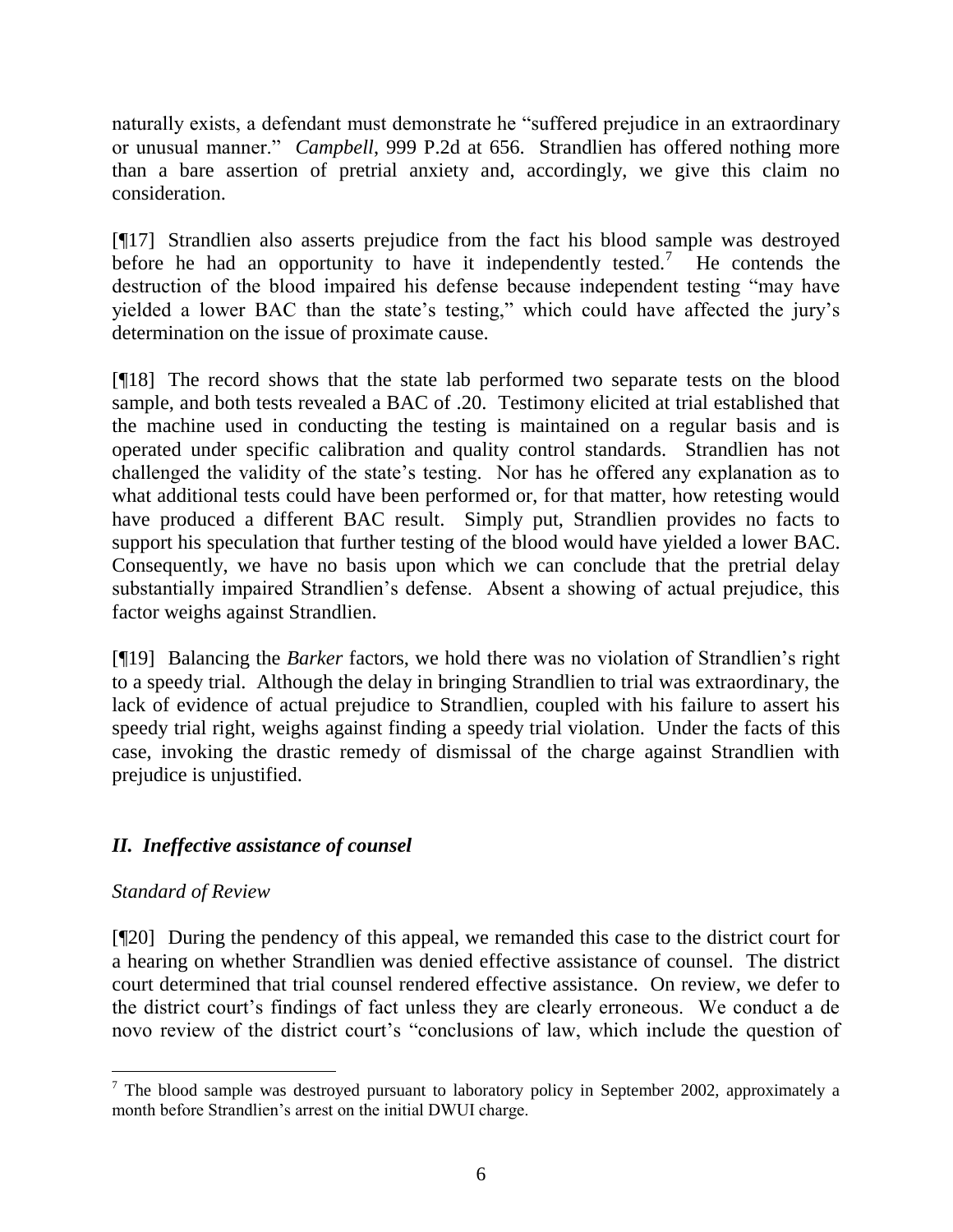naturally exists, a defendant must demonstrate he "suffered prejudice in an extraordinary or unusual manner." *Campbell*, 999 P.2d at 656. Strandlien has offered nothing more than a bare assertion of pretrial anxiety and, accordingly, we give this claim no consideration.

[¶17] Strandlien also asserts prejudice from the fact his blood sample was destroyed before he had an opportunity to have it independently tested.[7] He contends the destruction of the blood impaired his defense because independent testing "may have yielded a lower BAC than the state's testing," which could have affected the jury's determination on the issue of proximate cause.

[¶18] The record shows that the state lab performed two separate tests on the blood sample, and both tests revealed a BAC of .20. Testimony elicited at trial established that the machine used in conducting the testing is maintained on a regular basis and is operated under specific calibration and quality control standards. Strandlien has not challenged the validity of the state's testing. Nor has he offered any explanation as to what additional tests could have been performed or, for that matter, how retesting would have produced a different BAC result. Simply put, Strandlien provides no facts to support his speculation that further testing of the blood would have yielded a lower BAC. Consequently, we have no basis upon which we can conclude that the pretrial delay substantially impaired Strandlien's defense. Absent a showing of actual prejudice, this factor weighs against Strandlien.

[¶19] Balancing the *Barker* factors, we hold there was no violation of Strandlien's right to a speedy trial. Although the delay in bringing Strandlien to trial was extraordinary, the lack of evidence of actual prejudice to Strandlien, coupled with his failure to assert his speedy trial right, weighs against finding a speedy trial violation. Under the facts of this case, invoking the drastic remedy of dismissal of the charge against Strandlien with prejudice is unjustified.

## *II. Ineffective assistance of counsel*

*Standard of Review*

[¶20] During the pendency of this appeal, we remanded this case to the district court for a hearing on whether Strandlien was denied effective assistance of counsel. The district court determined that trial counsel rendered effective assistance. On review, we defer to the district court's findings of fact unless they are clearly erroneous. We conduct a de novo review of the district court's "conclusions of law, which include the question of

---

[7] The blood sample was destroyed pursuant to laboratory policy in September 2002, approximately a month before Strandlien's arrest on the initial DWUI charge.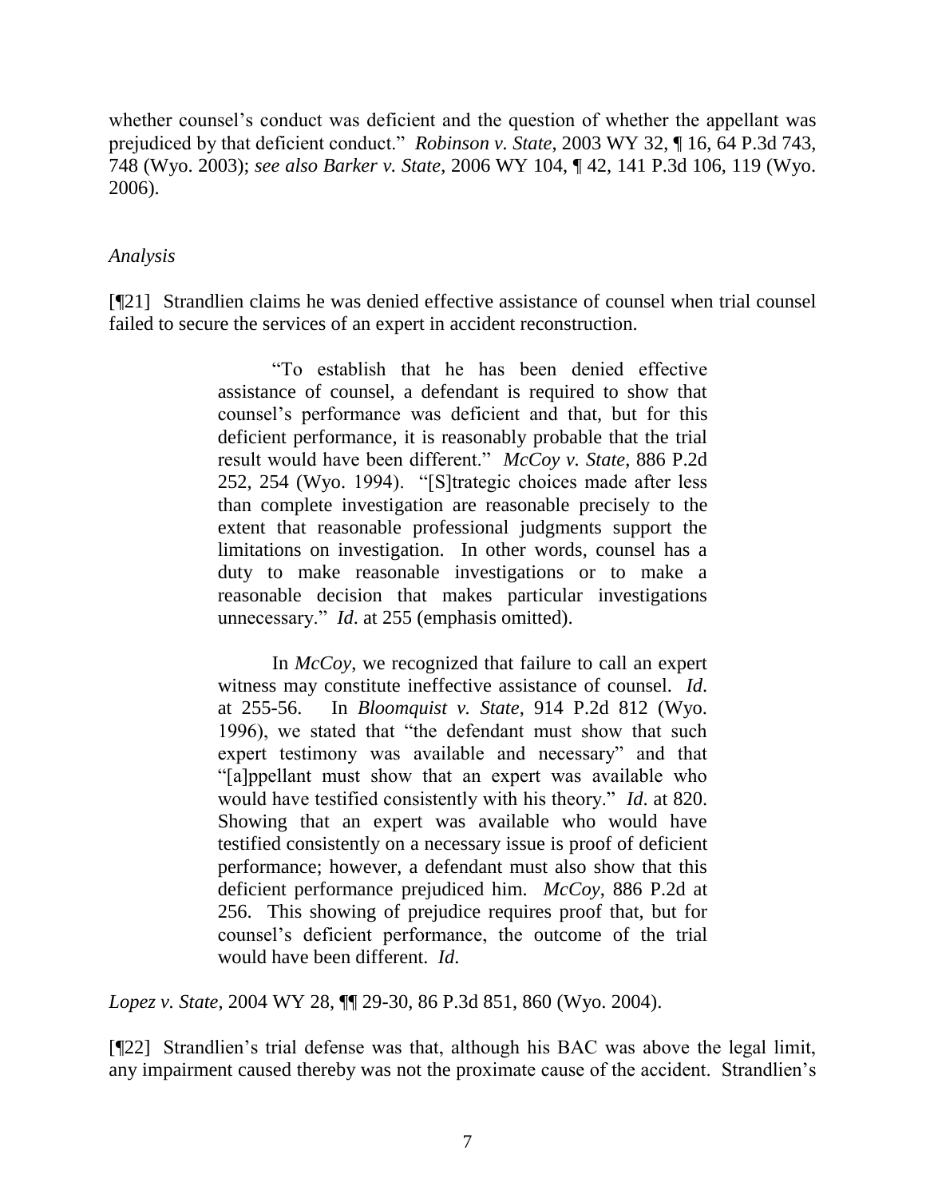whether counsel's conduct was deficient and the question of whether the appellant was prejudiced by that deficient conduct." *Robinson v. State*, 2003 WY 32, ¶ 16, 64 P.3d 743, 748 (Wyo. 2003); *see also Barker v. State*, 2006 WY 104, ¶ 42, 141 P.3d 106, 119 (Wyo. 2006).

*Analysis*

[¶21] Strandlien claims he was denied effective assistance of counsel when trial counsel failed to secure the services of an expert in accident reconstruction.

> "To establish that he has been denied effective assistance of counsel, a defendant is required to show that counsel's performance was deficient and that, but for this deficient performance, it is reasonably probable that the trial result would have been different." *McCoy v. State*, 886 P.2d 252, 254 (Wyo. 1994). "[S]trategic choices made after less than complete investigation are reasonable precisely to the extent that reasonable professional judgments support the limitations on investigation. In other words, counsel has a duty to make reasonable investigations or to make a reasonable decision that makes particular investigations unnecessary." *Id*. at 255 (emphasis omitted).
>
> In *McCoy*, we recognized that failure to call an expert witness may constitute ineffective assistance of counsel. *Id*. at 255-56. In *Bloomquist v. State*, 914 P.2d 812 (Wyo. 1996), we stated that "the defendant must show that such expert testimony was available and necessary" and that "[a]ppellant must show that an expert was available who would have testified consistently with his theory." *Id*. at 820. Showing that an expert was available who would have testified consistently on a necessary issue is proof of deficient performance; however, a defendant must also show that this deficient performance prejudiced him. *McCoy*, 886 P.2d at 256. This showing of prejudice requires proof that, but for counsel's deficient performance, the outcome of the trial would have been different. *Id*.

*Lopez v. State*, 2004 WY 28, ¶¶ 29-30, 86 P.3d 851, 860 (Wyo. 2004).

[¶22] Strandlien's trial defense was that, although his BAC was above the legal limit, any impairment caused thereby was not the proximate cause of the accident. Strandlien's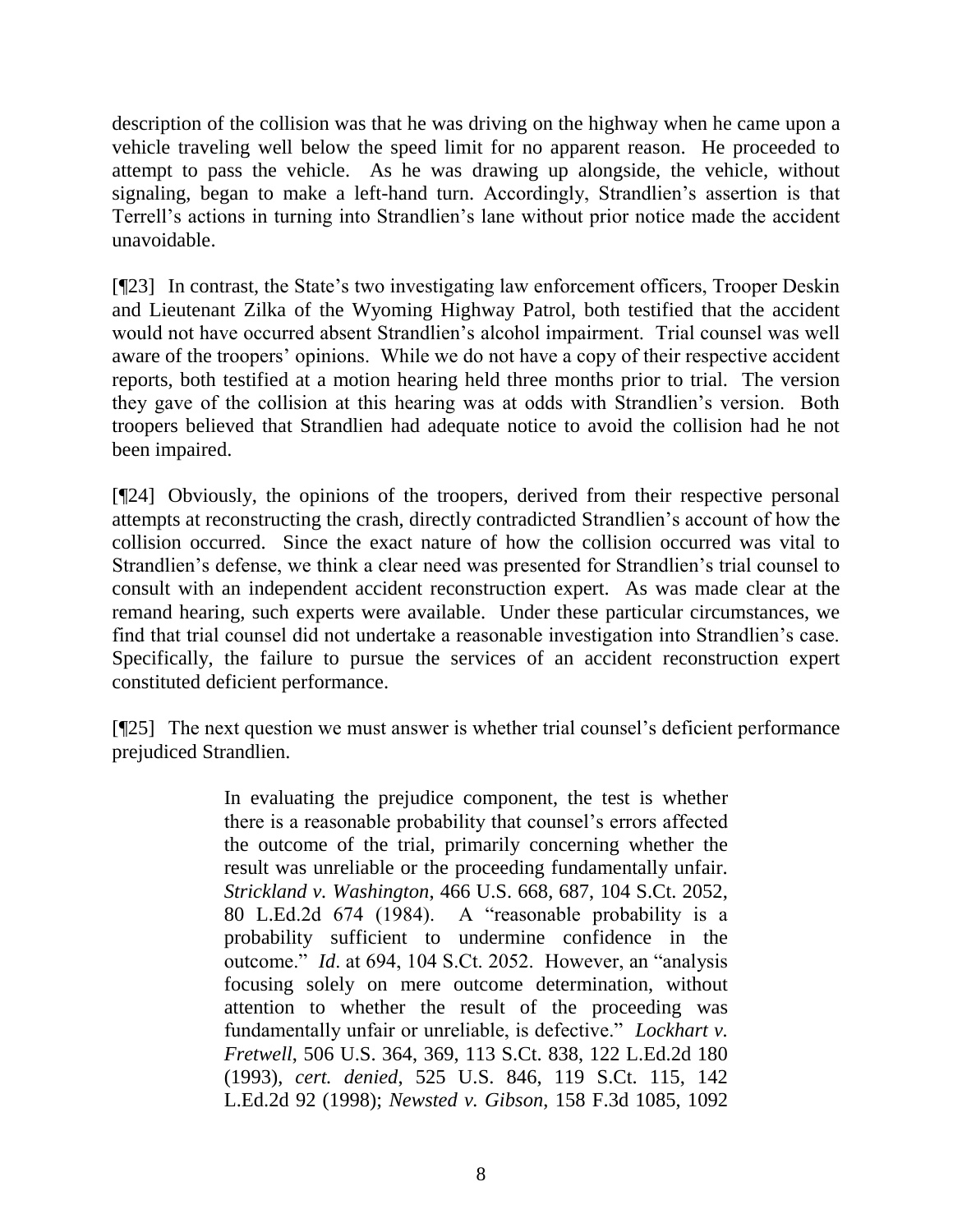description of the collision was that he was driving on the highway when he came upon a vehicle traveling well below the speed limit for no apparent reason. He proceeded to attempt to pass the vehicle. As he was drawing up alongside, the vehicle, without signaling, began to make a left-hand turn. Accordingly, Strandlien's assertion is that Terrell's actions in turning into Strandlien's lane without prior notice made the accident unavoidable.

[¶23] In contrast, the State's two investigating law enforcement officers, Trooper Deskin and Lieutenant Zilka of the Wyoming Highway Patrol, both testified that the accident would not have occurred absent Strandlien's alcohol impairment. Trial counsel was well aware of the troopers' opinions. While we do not have a copy of their respective accident reports, both testified at a motion hearing held three months prior to trial. The version they gave of the collision at this hearing was at odds with Strandlien's version. Both troopers believed that Strandlien had adequate notice to avoid the collision had he not been impaired.

[¶24] Obviously, the opinions of the troopers, derived from their respective personal attempts at reconstructing the crash, directly contradicted Strandlien's account of how the collision occurred. Since the exact nature of how the collision occurred was vital to Strandlien's defense, we think a clear need was presented for Strandlien's trial counsel to consult with an independent accident reconstruction expert. As was made clear at the remand hearing, such experts were available. Under these particular circumstances, we find that trial counsel did not undertake a reasonable investigation into Strandlien's case. Specifically, the failure to pursue the services of an accident reconstruction expert constituted deficient performance.

[¶25] The next question we must answer is whether trial counsel's deficient performance prejudiced Strandlien.

> In evaluating the prejudice component, the test is whether there is a reasonable probability that counsel's errors affected the outcome of the trial, primarily concerning whether the result was unreliable or the proceeding fundamentally unfair. *Strickland v. Washington*, 466 U.S. 668, 687, 104 S.Ct. 2052, 80 L.Ed.2d 674 (1984). A "reasonable probability is a probability sufficient to undermine confidence in the outcome." *Id*. at 694, 104 S.Ct. 2052. However, an "analysis focusing solely on mere outcome determination, without attention to whether the result of the proceeding was fundamentally unfair or unreliable, is defective." *Lockhart v. Fretwell*, 506 U.S. 364, 369, 113 S.Ct. 838, 122 L.Ed.2d 180 (1993), *cert. denied*, 525 U.S. 846, 119 S.Ct. 115, 142 L.Ed.2d 92 (1998); *Newsted v. Gibson*, 158 F.3d 1085, 1092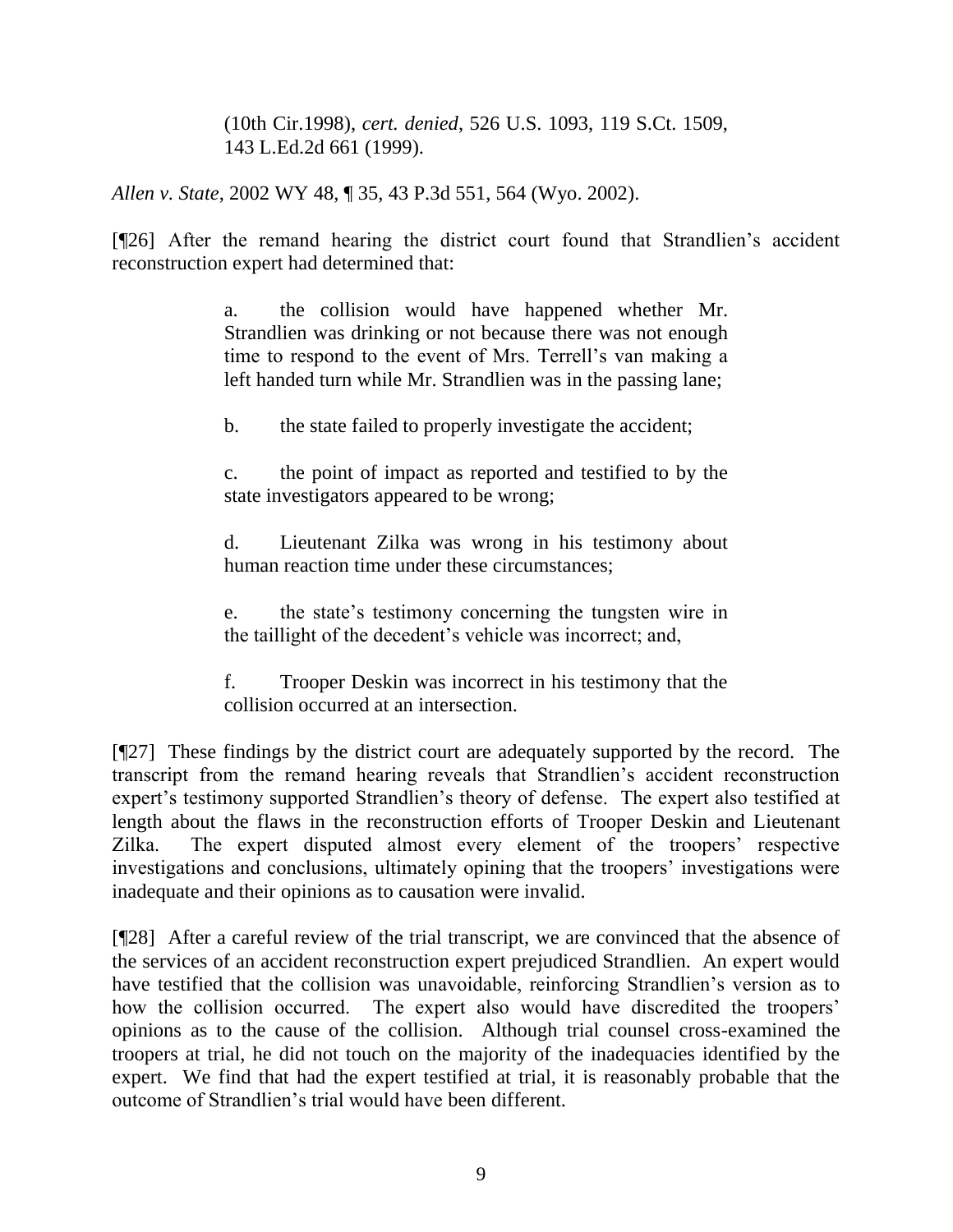> (10th Cir.1998), *cert. denied*, 526 U.S. 1093, 119 S.Ct. 1509, 143 L.Ed.2d 661 (1999).

*Allen v. State*, 2002 WY 48, ¶ 35, 43 P.3d 551, 564 (Wyo. 2002).

[¶26] After the remand hearing the district court found that Strandlien's accident reconstruction expert had determined that:

> a. the collision would have happened whether Mr. Strandlien was drinking or not because there was not enough time to respond to the event of Mrs. Terrell's van making a left handed turn while Mr. Strandlien was in the passing lane;
>
> b. the state failed to properly investigate the accident;
>
> c. the point of impact as reported and testified to by the state investigators appeared to be wrong;
>
> d. Lieutenant Zilka was wrong in his testimony about human reaction time under these circumstances;
>
> e. the state's testimony concerning the tungsten wire in the taillight of the decedent's vehicle was incorrect; and,
>
> f. Trooper Deskin was incorrect in his testimony that the collision occurred at an intersection.

[¶27] These findings by the district court are adequately supported by the record. The transcript from the remand hearing reveals that Strandlien's accident reconstruction expert's testimony supported Strandlien's theory of defense. The expert also testified at length about the flaws in the reconstruction efforts of Trooper Deskin and Lieutenant Zilka. The expert disputed almost every element of the troopers' respective investigations and conclusions, ultimately opining that the troopers' investigations were inadequate and their opinions as to causation were invalid.

[¶28] After a careful review of the trial transcript, we are convinced that the absence of the services of an accident reconstruction expert prejudiced Strandlien. An expert would have testified that the collision was unavoidable, reinforcing Strandlien's version as to how the collision occurred. The expert also would have discredited the troopers' opinions as to the cause of the collision. Although trial counsel cross-examined the troopers at trial, he did not touch on the majority of the inadequacies identified by the expert. We find that had the expert testified at trial, it is reasonably probable that the outcome of Strandlien's trial would have been different.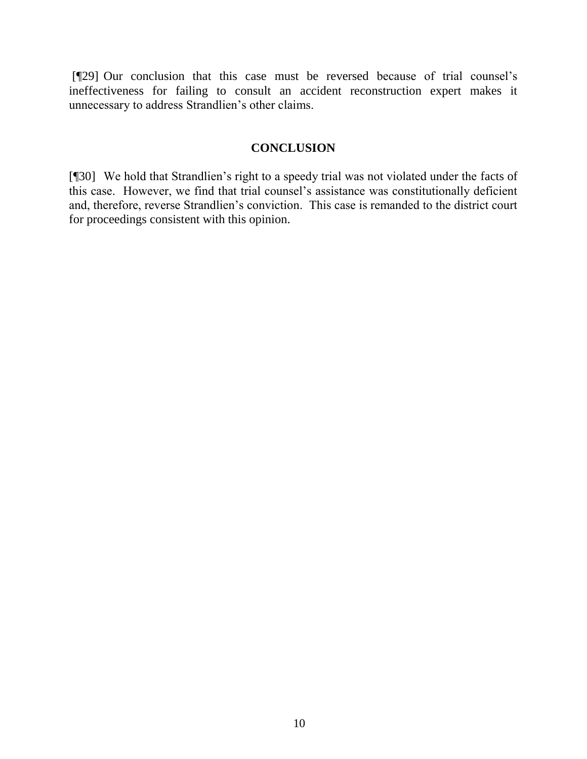[¶29] Our conclusion that this case must be reversed because of trial counsel's ineffectiveness for failing to consult an accident reconstruction expert makes it unnecessary to address Strandlien's other claims.

## CONCLUSION

[¶30] We hold that Strandlien's right to a speedy trial was not violated under the facts of this case. However, we find that trial counsel's assistance was constitutionally deficient and, therefore, reverse Strandlien's conviction. This case is remanded to the district court for proceedings consistent with this opinion.